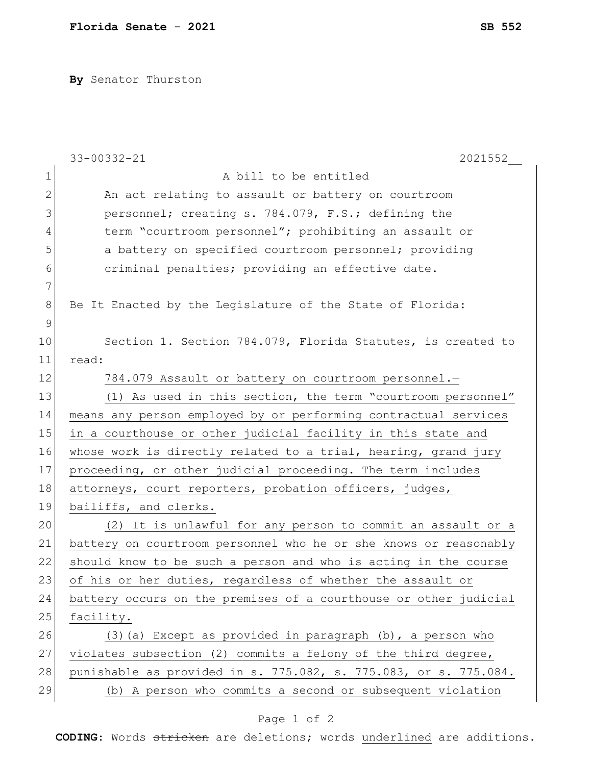**Florida Senate - 2021** **SB 552**

**By** Senator Thurston

33-00332-21 2021552__

A bill to be entitled

An act relating to assault or battery on courtroom personnel; creating s. 784.079, F.S.; defining the term "courtroom personnel"; prohibiting an assault or a battery on specified courtroom personnel; providing criminal penalties; providing an effective date.

Be It Enacted by the Legislature of the State of Florida:

Section 1. Section 784.079, Florida Statutes, is created to read:

<u>784.079 Assault or battery on courtroom personnel.—</u>

<u>(1) As used in this section, the term "courtroom personnel" means any person employed by or performing contractual services in a courthouse or other judicial facility in this state and whose work is directly related to a trial, hearing, grand jury proceeding, or other judicial proceeding. The term includes attorneys, court reporters, probation officers, judges, bailiffs, and clerks.</u>

<u>(2) It is unlawful for any person to commit an assault or a battery on courtroom personnel who he or she knows or reasonably should know to be such a person and who is acting in the course of his or her duties, regardless of whether the assault or battery occurs on the premises of a courthouse or other judicial facility.</u>

<u>(3)(a) Except as provided in paragraph (b), a person who violates subsection (2) commits a felony of the third degree, punishable as provided in s. 775.082, s. 775.083, or s. 775.084.</u>

<u>(b) A person who commits a second or subsequent violation</u>

**CODING:** Words ~~stricken~~ are deletions; words <u>underlined</u> are additions.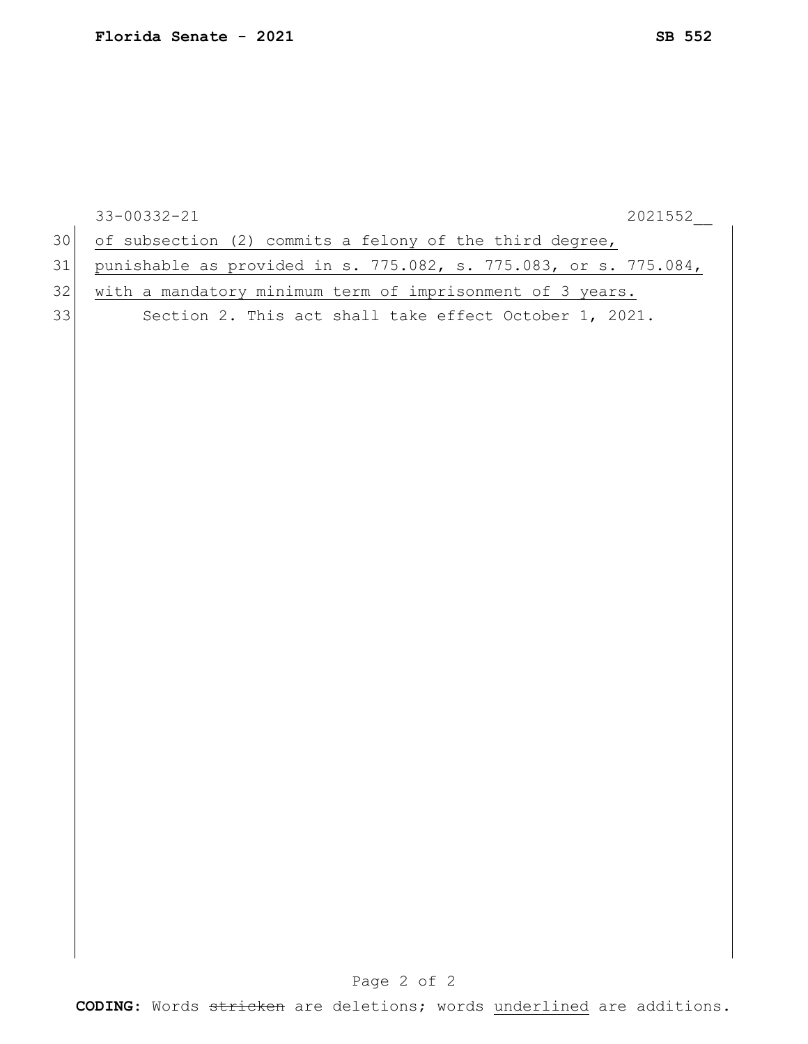33-00332-21 2021552__

30 of subsection (2) commits a felony of the third degree,

31 punishable as provided in s. 775.082, s. 775.083, or s. 775.084,

32 with a mandatory minimum term of imprisonment of 3 years.

33 Section 2. This act shall take effect October 1, 2021.

**CODING:** Words ~~stricken~~ are deletions; words underlined are additions.